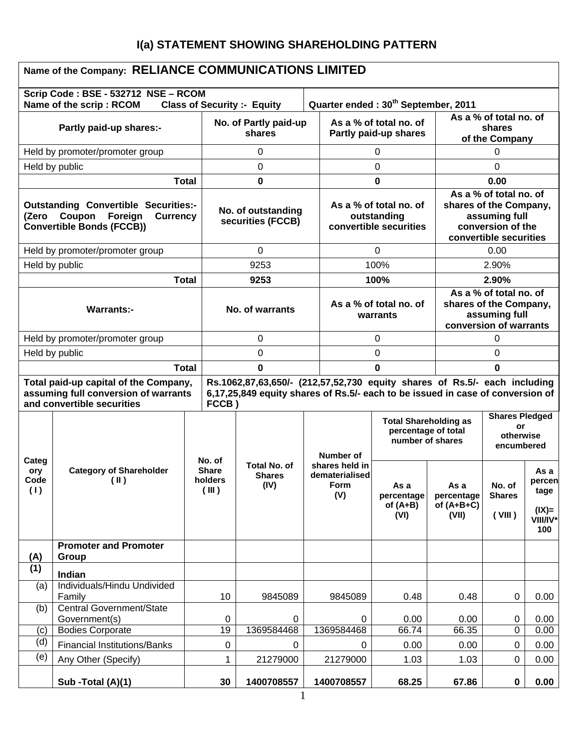## I(a) STATEMENT SHOWING SHAREHOLDING PATTERN

**Name of the Company: RELIANCE COMMUNICATIONS LIMITED**

| **Scrip Code : BSE - 532712 NSE – RCOM**<br>**Name of the scrip : RCOM    Class of Security :- Equity** | | **Quarter ended : 30th September, 2011** | |
|---|---|---|---|
| **Partly paid-up shares:-** | **No. of Partly paid-up shares** | **As a % of total no. of Partly paid-up shares** | **As a % of total no. of shares of the Company** |
| Held by promoter/promoter group | 0 | 0 | 0 |
| Held by public | 0 | 0 | 0 |
| **Total** | **0** | **0** | **0.00** |
| **Outstanding Convertible Securities:- (Zero Coupon Foreign Currency Convertible Bonds (FCCB))** | **No. of outstanding securities (FCCB)** | **As a % of total no. of outstanding convertible securities** | **As a % of total no. of shares of the Company, assuming full conversion of the convertible securities** |
| Held by promoter/promoter group | 0 | 0 | 0.00 |
| Held by public | 9253 | 100% | 2.90% |
| **Total** | **9253** | **100%** | **2.90%** |
| **Warrants:-** | **No. of warrants** | **As a % of total no. of warrants** | **As a % of total no. of shares of the Company, assuming full conversion of warrants** |
| Held by promoter/promoter group | 0 | 0 | 0 |
| Held by public | 0 | 0 | 0 |
| **Total** | **0** | **0** | **0** |
| **Total paid-up capital of the Company, assuming full conversion of warrants and convertible securities** | **Rs.1062,87,63,650/- (212,57,52,730 equity shares of Rs.5/- each including 6,17,25,849 equity shares of Rs.5/- each to be issued in case of conversion of FCCB )** | | |

| **Category Code (I)** | **Category of Shareholder (II)** | **No. of Share holders (III)** | **Total No. of Shares (IV)** | **Number of shares held in dematerialised Form (V)** | **Total Shareholding as percentage of total number of shares** | | **Shares Pledged or otherwise encumbered** | |
|---|---|---|---|---|---|---|---|---|
| | | | | | **As a percentage of (A+B) (VI)** | **As a percentage of (A+B+C) (VII)** | **No. of Shares (VIII)** | **As a percentage (IX)= VIII/IV*100** |
| **(A)** | **Promoter and Promoter Group** | | | | | | | |
| **(1)** | **Indian** | | | | | | | |
| (a) | Individuals/Hindu Undivided Family | 10 | 9845089 | 9845089 | 0.48 | 0.48 | 0 | 0.00 |
| (b) | Central Government/State Government(s) | 0 | 0 | 0 | 0.00 | 0.00 | 0 | 0.00 |
| (c) | Bodies Corporate | 19 | 1369584468 | 1369584468 | 66.74 | 66.35 | 0 | 0.00 |
| (d) | Financial Institutions/Banks | 0 | 0 | 0 | 0.00 | 0.00 | 0 | 0.00 |
| (e) | Any Other (Specify) | 1 | 21279000 | 21279000 | 1.03 | 1.03 | 0 | 0.00 |
| | **Sub -Total (A)(1)** | **30** | **1400708557** | **1400708557** | **68.25** | **67.86** | **0** | **0.00** |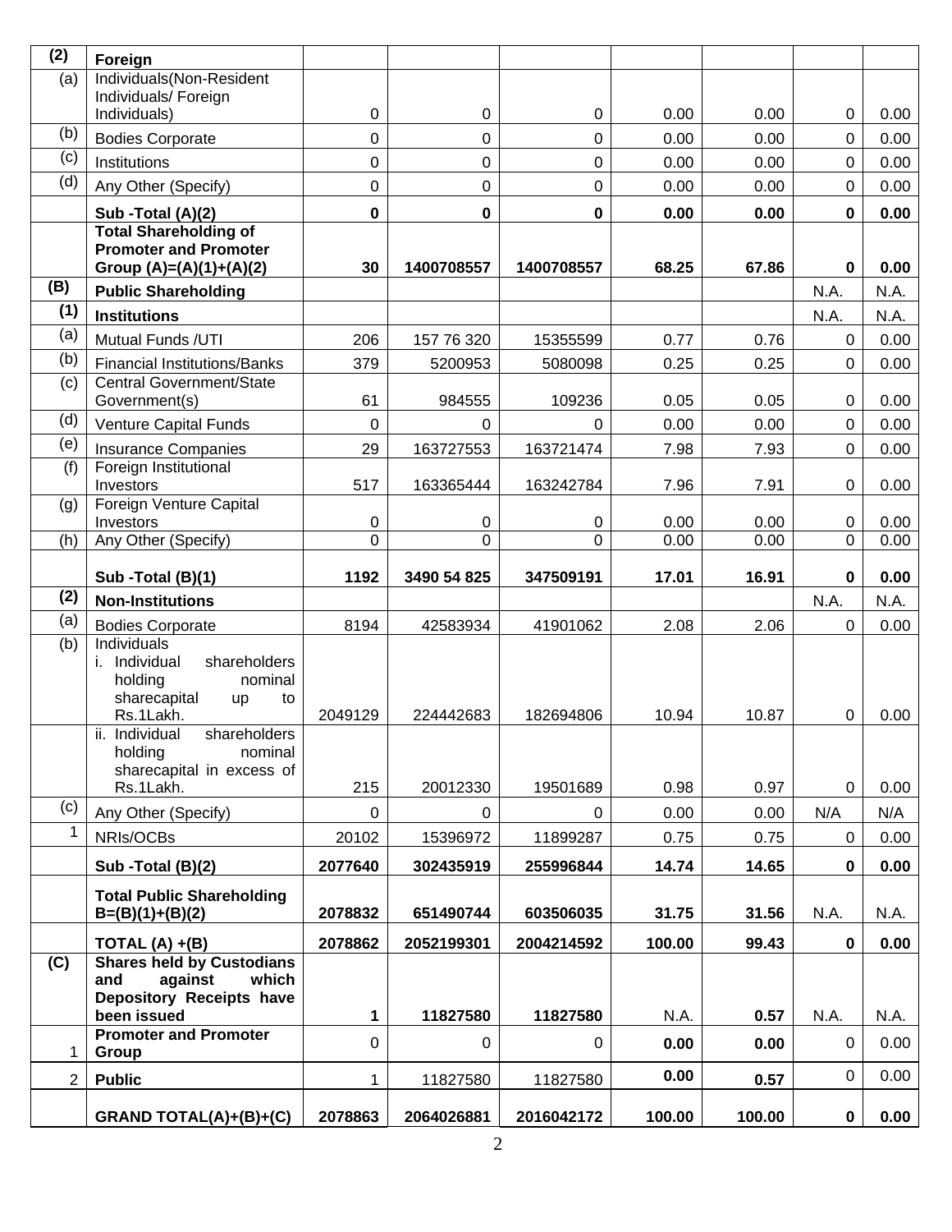| (2) | **Foreign** | | | | | | | |
|---|---|---|---|---|---|---|---|---|
| (a) | Individuals(Non-Resident Individuals/ Foreign Individuals) | 0 | 0 | 0 | 0.00 | 0.00 | 0 | 0.00 |
| (b) | Bodies Corporate | 0 | 0 | 0 | 0.00 | 0.00 | 0 | 0.00 |
| (c) | Institutions | 0 | 0 | 0 | 0.00 | 0.00 | 0 | 0.00 |
| (d) | Any Other (Specify) | 0 | 0 | 0 | 0.00 | 0.00 | 0 | 0.00 |
| | **Sub -Total (A)(2)** | **0** | **0** | **0** | **0.00** | **0.00** | **0** | **0.00** |
| | **Total Shareholding of Promoter and Promoter Group (A)=(A)(1)+(A)(2)** | **30** | **1400708557** | **1400708557** | **68.25** | **67.86** | **0** | **0.00** |
| **(B)** | **Public Shareholding** | | | | | | N.A. | N.A. |
| **(1)** | **Institutions** | | | | | | N.A. | N.A. |
| (a) | Mutual Funds /UTI | 206 | 157 76 320 | 15355599 | 0.77 | 0.76 | 0 | 0.00 |
| (b) | Financial Institutions/Banks | 379 | 5200953 | 5080098 | 0.25 | 0.25 | 0 | 0.00 |
| (c) | Central Government/State Government(s) | 61 | 984555 | 109236 | 0.05 | 0.05 | 0 | 0.00 |
| (d) | Venture Capital Funds | 0 | 0 | 0 | 0.00 | 0.00 | 0 | 0.00 |
| (e) | Insurance Companies | 29 | 163727553 | 163721474 | 7.98 | 7.93 | 0 | 0.00 |
| (f) | Foreign Institutional Investors | 517 | 163365444 | 163242784 | 7.96 | 7.91 | 0 | 0.00 |
| (g) | Foreign Venture Capital Investors | 0 | 0 | 0 | 0.00 | 0.00 | 0 | 0.00 |
| (h) | Any Other (Specify) | 0 | 0 | 0 | 0.00 | 0.00 | 0 | 0.00 |
| | **Sub -Total (B)(1)** | **1192** | **3490 54 825** | **347509191** | **17.01** | **16.91** | **0** | **0.00** |
| **(2)** | **Non-Institutions** | | | | | | N.A. | N.A. |
| (a) | Bodies Corporate | 8194 | 42583934 | 41901062 | 2.08 | 2.06 | 0 | 0.00 |
| (b) | Individuals<br>i. Individual shareholders holding nominal sharecapital up to Rs.1Lakh. | 2049129 | 224442683 | 182694806 | 10.94 | 10.87 | 0 | 0.00 |
| | ii. Individual shareholders holding nominal sharecapital in excess of Rs.1Lakh. | 215 | 20012330 | 19501689 | 0.98 | 0.97 | 0 | 0.00 |
| (c) | Any Other (Specify) | 0 | 0 | 0 | 0.00 | 0.00 | N/A | N/A |
| 1 | NRIs/OCBs | 20102 | 15396972 | 11899287 | 0.75 | 0.75 | 0 | 0.00 |
| | **Sub -Total (B)(2)** | **2077640** | **302435919** | **255996844** | **14.74** | **14.65** | **0** | **0.00** |
| | **Total Public Shareholding B=(B)(1)+(B)(2)** | **2078832** | **651490744** | **603506035** | **31.75** | **31.56** | N.A. | N.A. |
| | **TOTAL (A) +(B)** | **2078862** | **2052199301** | **2004214592** | **100.00** | **99.43** | **0** | **0.00** |
| **(C)** | **Shares held by Custodians and against which Depository Receipts have been issued** | **1** | **11827580** | **11827580** | N.A. | **0.57** | N.A. | N.A. |
| 1 | **Promoter and Promoter Group** | 0 | 0 | 0 | **0.00** | **0.00** | 0 | 0.00 |
| 2 | **Public** | 1 | 11827580 | 11827580 | **0.00** | **0.57** | 0 | 0.00 |
| | **GRAND TOTAL(A)+(B)+(C)** | **2078863** | **2064026881** | **2016042172** | **100.00** | **100.00** | **0** | **0.00** |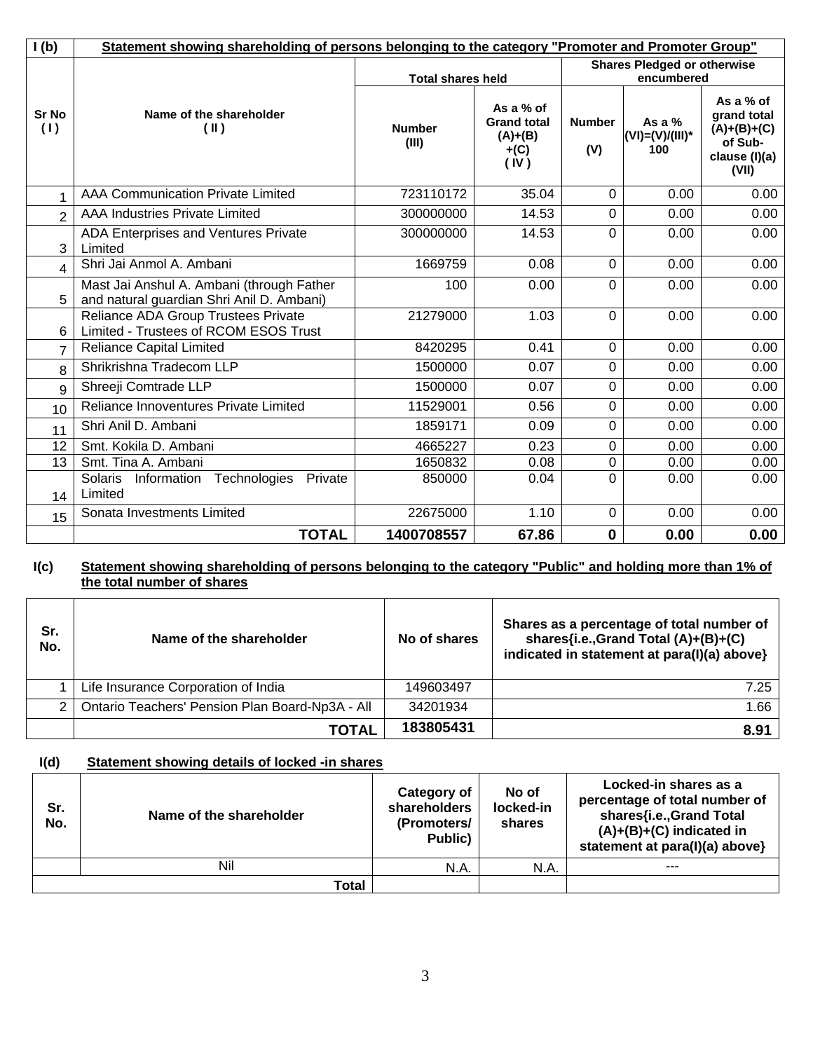## I (b) Statement showing shareholding of persons belonging to the category "Promoter and Promoter Group"

| Sr No ( I ) | Name of the shareholder ( II ) | Total shares held | | Shares Pledged or otherwise encumbered | | |
|---|---|---|---|---|---|---|
| | | Number (III) | As a % of Grand total (A)+(B) +(C) ( IV ) | Number (V) | As a % (VI)=(V)/(III)* 100 | As a % of grand total (A)+(B)+(C) of Sub-clause (I)(a) (VII) |
| 1 | AAA Communication Private Limited | 723110172 | 35.04 | 0 | 0.00 | 0.00 |
| 2 | AAA Industries Private Limited | 300000000 | 14.53 | 0 | 0.00 | 0.00 |
| 3 | ADA Enterprises and Ventures Private Limited | 300000000 | 14.53 | 0 | 0.00 | 0.00 |
| 4 | Shri Jai Anmol A. Ambani | 1669759 | 0.08 | 0 | 0.00 | 0.00 |
| 5 | Mast Jai Anshul A. Ambani (through Father and natural guardian Shri Anil D. Ambani) | 100 | 0.00 | 0 | 0.00 | 0.00 |
| 6 | Reliance ADA Group Trustees Private Limited - Trustees of RCOM ESOS Trust | 21279000 | 1.03 | 0 | 0.00 | 0.00 |
| 7 | Reliance Capital Limited | 8420295 | 0.41 | 0 | 0.00 | 0.00 |
| 8 | Shrikrishna Tradecom LLP | 1500000 | 0.07 | 0 | 0.00 | 0.00 |
| 9 | Shreeji Comtrade LLP | 1500000 | 0.07 | 0 | 0.00 | 0.00 |
| 10 | Reliance Innoventures Private Limited | 11529001 | 0.56 | 0 | 0.00 | 0.00 |
| 11 | Shri Anil D. Ambani | 1859171 | 0.09 | 0 | 0.00 | 0.00 |
| 12 | Smt. Kokila D. Ambani | 4665227 | 0.23 | 0 | 0.00 | 0.00 |
| 13 | Smt. Tina A. Ambani | 1650832 | 0.08 | 0 | 0.00 | 0.00 |
| 14 | Solaris Information Technologies Private Limited | 850000 | 0.04 | 0 | 0.00 | 0.00 |
| 15 | Sonata Investments Limited | 22675000 | 1.10 | 0 | 0.00 | 0.00 |
| | **TOTAL** | **1400708557** | **67.86** | **0** | **0.00** | **0.00** |

## I(c) Statement showing shareholding of persons belonging to the category "Public" and holding more than 1% of the total number of shares

| Sr. No. | Name of the shareholder | No of shares | Shares as a percentage of total number of shares{i.e.,Grand Total (A)+(B)+(C) indicated in statement at para(I)(a) above} |
|---|---|---|---|
| 1 | Life Insurance Corporation of India | 149603497 | 7.25 |
| 2 | Ontario Teachers' Pension Plan Board-Np3A - All | 34201934 | 1.66 |
| | **TOTAL** | **183805431** | **8.91** |

## I(d) Statement showing details of locked -in shares

| Sr. No. | Name of the shareholder | Category of shareholders (Promoters/ Public) | No of locked-in shares | Locked-in shares as a percentage of total number of shares{i.e.,Grand Total (A)+(B)+(C) indicated in statement at para(I)(a) above} |
|---|---|---|---|---|
| | Nil | N.A. | N.A. | --- |
| | **Total** | | | |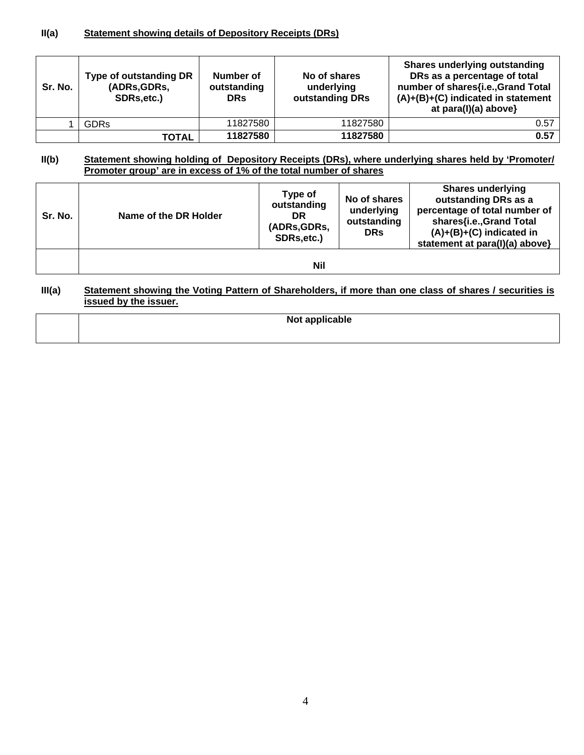**II(a)** **Statement showing details of Depository Receipts (DRs)**

| Sr. No. | Type of outstanding DR (ADRs,GDRs, SDRs,etc.) | Number of outstanding DRs | No of shares underlying outstanding DRs | Shares underlying outstanding DRs as a percentage of total number of shares{i.e.,Grand Total (A)+(B)+(C) indicated in statement at para(I)(a) above} |
|---|---|---|---|---|
| 1 | GDRs | 11827580 | 11827580 | 0.57 |
| | **TOTAL** | **11827580** | **11827580** | **0.57** |

**II(b)** **Statement showing holding of Depository Receipts (DRs), where underlying shares held by 'Promoter/ Promoter group' are in excess of 1% of the total number of shares**

| Sr. No. | Name of the DR Holder | Type of outstanding DR (ADRs,GDRs, SDRs,etc.) | No of shares underlying outstanding DRs | Shares underlying outstanding DRs as a percentage of total number of shares{i.e.,Grand Total (A)+(B)+(C) indicated in statement at para(I)(a) above} |
|---|---|---|---|---|
| | **Nil** | | | |

**III(a)** **Statement showing the Voting Pattern of Shareholders, if more than one class of shares / securities is issued by the issuer.**

| | |
|---|---|
| | **Not applicable** |